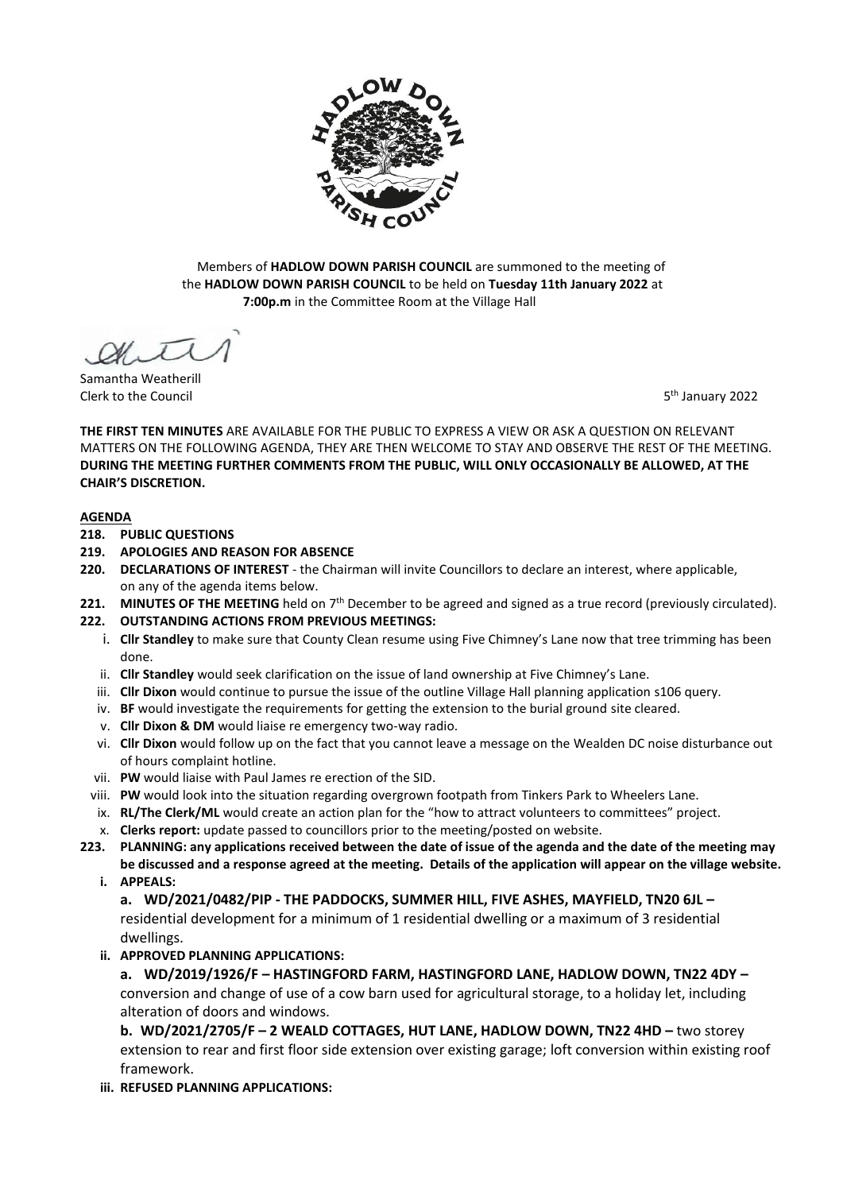Members of **HADLOW DOWN PARISH COUNCIL** are summoned to the meeting of the **HADLOW DOWN PARISH COUNCIL** to be held on **Tuesday 11th January 2022** at **7:00p.m** in the Committee Room at the Village Hall

Samantha Weatherill
Clerk to the Council

5th January 2022

**THE FIRST TEN MINUTES** ARE AVAILABLE FOR THE PUBLIC TO EXPRESS A VIEW OR ASK A QUESTION ON RELEVANT MATTERS ON THE FOLLOWING AGENDA, THEY ARE THEN WELCOME TO STAY AND OBSERVE THE REST OF THE MEETING. **DURING THE MEETING FURTHER COMMENTS FROM THE PUBLIC, WILL ONLY OCCASIONALLY BE ALLOWED, AT THE CHAIR'S DISCRETION.**

**AGENDA**

**218. PUBLIC QUESTIONS**

**219. APOLOGIES AND REASON FOR ABSENCE**

**220. DECLARATIONS OF INTEREST** - the Chairman will invite Councillors to declare an interest, where applicable, on any of the agenda items below.

**221. MINUTES OF THE MEETING** held on 7th December to be agreed and signed as a true record (previously circulated).

**222. OUTSTANDING ACTIONS FROM PREVIOUS MEETINGS:**

i. **Cllr Standley** to make sure that County Clean resume using Five Chimney's Lane now that tree trimming has been done.
ii. **Cllr Standley** would seek clarification on the issue of land ownership at Five Chimney's Lane.
iii. **Cllr Dixon** would continue to pursue the issue of the outline Village Hall planning application s106 query.
iv. **BF** would investigate the requirements for getting the extension to the burial ground site cleared.
v. **Cllr Dixon & DM** would liaise re emergency two-way radio.
vi. **Cllr Dixon** would follow up on the fact that you cannot leave a message on the Wealden DC noise disturbance out of hours complaint hotline.
vii. **PW** would liaise with Paul James re erection of the SID.
viii. **PW** would look into the situation regarding overgrown footpath from Tinkers Park to Wheelers Lane.
ix. **RL/The Clerk/ML** would create an action plan for the "how to attract volunteers to committees" project.
x. **Clerks report:** update passed to councillors prior to the meeting/posted on website.

**223. PLANNING: any applications received between the date of issue of the agenda and the date of the meeting may be discussed and a response agreed at the meeting. Details of the application will appear on the village website.**

**i. APPEALS:**

**a. WD/2021/0482/PIP - THE PADDOCKS, SUMMER HILL, FIVE ASHES, MAYFIELD, TN20 6JL –** residential development for a minimum of 1 residential dwelling or a maximum of 3 residential dwellings.

**ii. APPROVED PLANNING APPLICATIONS:**

**a. WD/2019/1926/F – HASTINGFORD FARM, HASTINGFORD LANE, HADLOW DOWN, TN22 4DY –** conversion and change of use of a cow barn used for agricultural storage, to a holiday let, including alteration of doors and windows.

**b. WD/2021/2705/F – 2 WEALD COTTAGES, HUT LANE, HADLOW DOWN, TN22 4HD –** two storey extension to rear and first floor side extension over existing garage; loft conversion within existing roof framework.

**iii. REFUSED PLANNING APPLICATIONS:**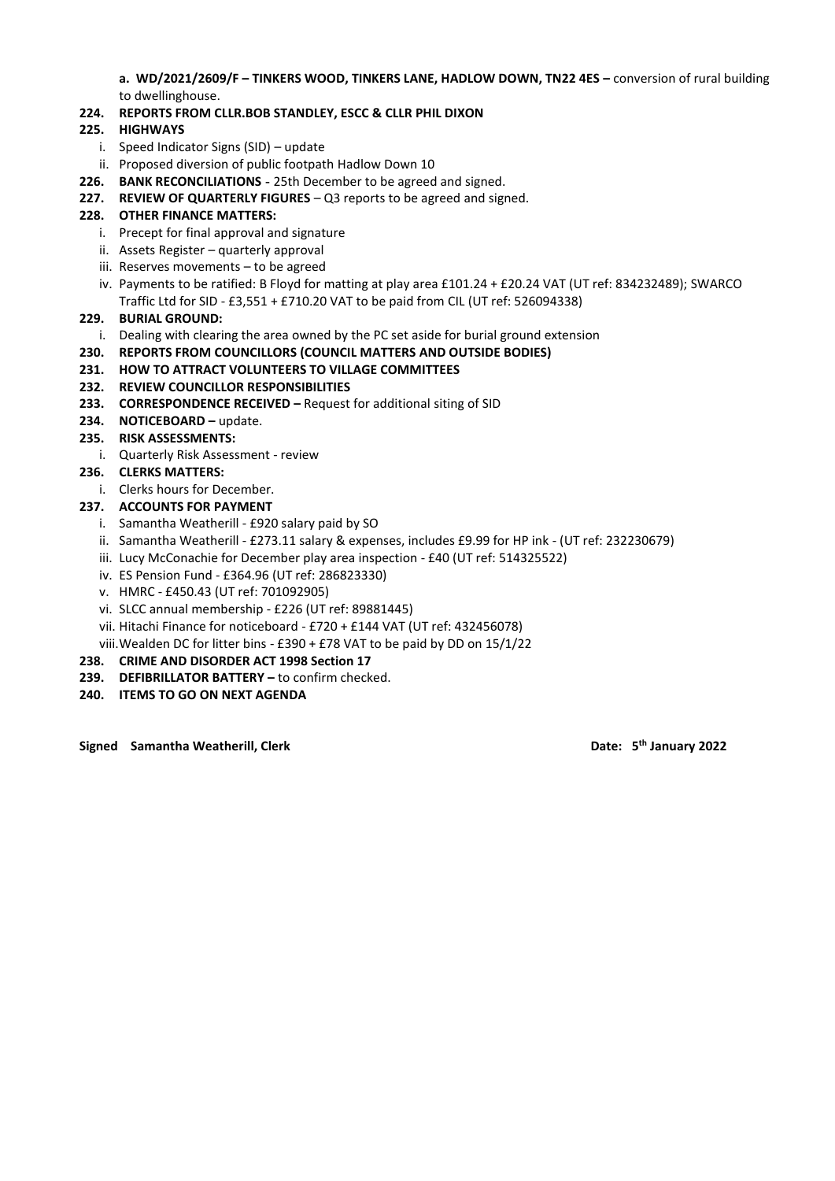**a. WD/2021/2609/F – TINKERS WOOD, TINKERS LANE, HADLOW DOWN, TN22 4ES –** conversion of rural building to dwellinghouse.

**224. REPORTS FROM CLLR.BOB STANDLEY, ESCC & CLLR PHIL DIXON**

**225. HIGHWAYS**

i. Speed Indicator Signs (SID) – update
ii. Proposed diversion of public footpath Hadlow Down 10

**226. BANK RECONCILIATIONS -** 25th December to be agreed and signed.

**227. REVIEW OF QUARTERLY FIGURES** – Q3 reports to be agreed and signed.

**228. OTHER FINANCE MATTERS:**

i. Precept for final approval and signature
ii. Assets Register – quarterly approval
iii. Reserves movements – to be agreed
iv. Payments to be ratified: B Floyd for matting at play area £101.24 + £20.24 VAT (UT ref: 834232489); SWARCO Traffic Ltd for SID - £3,551 + £710.20 VAT to be paid from CIL (UT ref: 526094338)

**229. BURIAL GROUND:**

i. Dealing with clearing the area owned by the PC set aside for burial ground extension

**230. REPORTS FROM COUNCILLORS (COUNCIL MATTERS AND OUTSIDE BODIES)**

**231. HOW TO ATTRACT VOLUNTEERS TO VILLAGE COMMITTEES**

**232. REVIEW COUNCILLOR RESPONSIBILITIES**

**233. CORRESPONDENCE RECEIVED –** Request for additional siting of SID

**234. NOTICEBOARD –** update.

**235. RISK ASSESSMENTS:**

i. Quarterly Risk Assessment - review

**236. CLERKS MATTERS:**

i. Clerks hours for December.

**237. ACCOUNTS FOR PAYMENT**

i. Samantha Weatherill - £920 salary paid by SO
ii. Samantha Weatherill - £273.11 salary & expenses, includes £9.99 for HP ink - (UT ref: 232230679)
iii. Lucy McConachie for December play area inspection - £40 (UT ref: 514325522)
iv. ES Pension Fund - £364.96 (UT ref: 286823330)
v. HMRC - £450.43 (UT ref: 701092905)
vi. SLCC annual membership - £226 (UT ref: 89881445)
vii. Hitachi Finance for noticeboard - £720 + £144 VAT (UT ref: 432456078)
viii. Wealden DC for litter bins - £390 + £78 VAT to be paid by DD on 15/1/22

**238. CRIME AND DISORDER ACT 1998 Section 17**

**239. DEFIBRILLATOR BATTERY –** to confirm checked.

**240. ITEMS TO GO ON NEXT AGENDA**

**Signed Samantha Weatherill, Clerk** **Date: 5th January 2022**